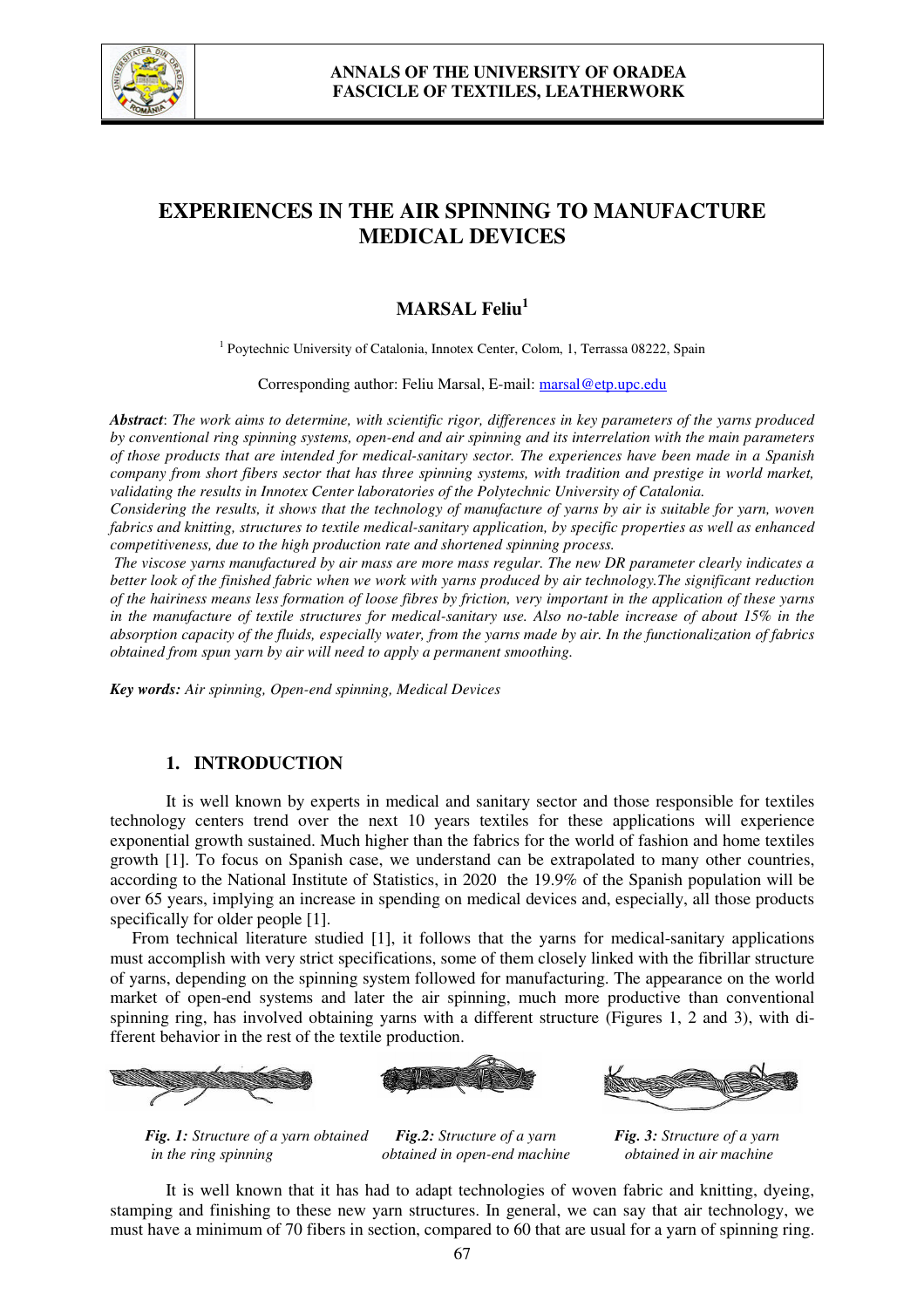# EXPERIENCES IN THE AIR SPINNING TO MANUFACTURE MEDICAL DEVICES

**MARSAL Feliu[1]**

[1] Poytechnic University of Catalonia, Innotex Center, Colom, 1, Terrassa 08222, Spain

Corresponding author: Feliu Marsal, E-mail: marsal@etp.upc.edu

***Abstract***: *The work aims to determine, with scientific rigor, differences in key parameters of the yarns produced by conventional ring spinning systems, open-end and air spinning and its interrelation with the main parameters of those products that are intended for medical-sanitary sector. The experiences have been made in a Spanish company from short fibers sector that has three spinning systems, with tradition and prestige in world market, validating the results in Innotex Center laboratories of the Polytechnic University of Catalonia.*

*Considering the results, it shows that the technology of manufacture of yarns by air is suitable for yarn, woven fabrics and knitting, structures to textile medical-sanitary application, by specific properties as well as enhanced competitiveness, due to the high production rate and shortened spinning process.*

*The viscose yarns manufactured by air mass are more mass regular. The new DR parameter clearly indicates a better look of the finished fabric when we work with yarns produced by air technology.The significant reduction of the hairiness means less formation of loose fibres by friction, very important in the application of these yarns in the manufacture of textile structures for medical-sanitary use. Also no-table increase of about 15% in the absorption capacity of the fluids, especially water, from the yarns made by air. In the functionalization of fabrics obtained from spun yarn by air will need to apply a permanent smoothing.*

***Key words:*** *Air spinning, Open-end spinning, Medical Devices*

## 1. INTRODUCTION

It is well known by experts in medical and sanitary sector and those responsible for textiles technology centers trend over the next 10 years textiles for these applications will experience exponential growth sustained. Much higher than the fabrics for the world of fashion and home textiles growth [1]. To focus on Spanish case, we understand can be extrapolated to many other countries, according to the National Institute of Statistics, in 2020 the 19.9% of the Spanish population will be over 65 years, implying an increase in spending on medical devices and, especially, all those products specifically for older people [1].

From technical literature studied [1], it follows that the yarns for medical-sanitary applications must accomplish with very strict specifications, some of them closely linked with the fibrillar structure of yarns, depending on the spinning system followed for manufacturing. The appearance on the world market of open-end systems and later the air spinning, much more productive than conventional spinning ring, has involved obtaining yarns with a different structure (Figures 1, 2 and 3), with different behavior in the rest of the textile production.

***Fig. 1:*** *Structure of a yarn obtained in the ring spinning*

***Fig.2:*** *Structure of a yarn obtained in open-end machine*

***Fig. 3:*** *Structure of a yarn obtained in air machine*

It is well known that it has had to adapt technologies of woven fabric and knitting, dyeing, stamping and finishing to these new yarn structures. In general, we can say that air technology, we must have a minimum of 70 fibers in section, compared to 60 that are usual for a yarn of spinning ring.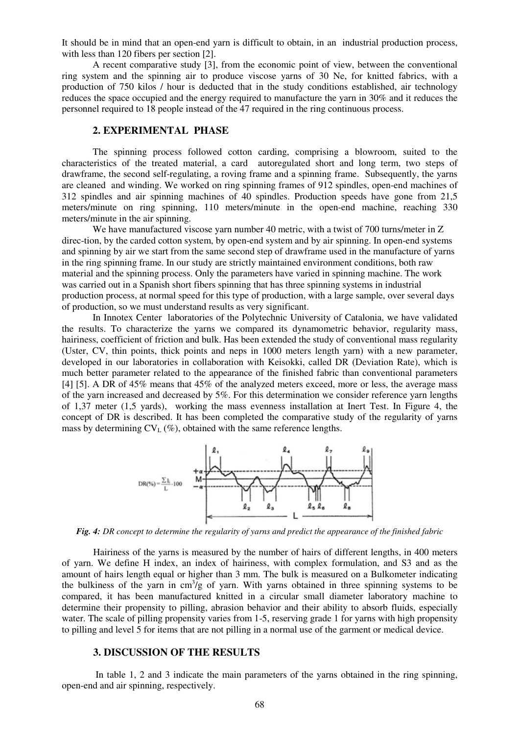It should be in mind that an open-end yarn is difficult to obtain, in an industrial production process, with less than 120 fibers per section [2].

A recent comparative study [3], from the economic point of view, between the conventional ring system and the spinning air to produce viscose yarns of 30 Ne, for knitted fabrics, with a production of 750 kilos / hour is deducted that in the study conditions established, air technology reduces the space occupied and the energy required to manufacture the yarn in 30% and it reduces the personnel required to 18 people instead of the 47 required in the ring continuous process.

## 2. EXPERIMENTAL PHASE

The spinning process followed cotton carding, comprising a blowroom, suited to the characteristics of the treated material, a card autoregulated short and long term, two steps of drawframe, the second self-regulating, a roving frame and a spinning frame. Subsequently, the yarns are cleaned and winding. We worked on ring spinning frames of 912 spindles, open-end machines of 312 spindles and air spinning machines of 40 spindles. Production speeds have gone from 21,5 meters/minute on ring spinning, 110 meters/minute in the open-end machine, reaching 330 meters/minute in the air spinning.

We have manufactured viscose yarn number 40 metric, with a twist of 700 turns/meter in Z direc-tion, by the carded cotton system, by open-end system and by air spinning. In open-end systems and spinning by air we start from the same second step of drawframe used in the manufacture of yarns in the ring spinning frame. In our study are strictly maintained environment conditions, both raw material and the spinning process. Only the parameters have varied in spinning machine. The work was carried out in a Spanish short fibers spinning that has three spinning systems in industrial production process, at normal speed for this type of production, with a large sample, over several days of production, so we must understand results as very significant.

In Innotex Center laboratories of the Polytechnic University of Catalonia, we have validated the results. To characterize the yarns we compared its dynamometric behavior, regularity mass, hairiness, coefficient of friction and bulk. Has been extended the study of conventional mass regularity (Uster, CV, thin points, thick points and neps in 1000 meters length yarn) with a new parameter, developed in our laboratories in collaboration with Keisokki, called DR (Deviation Rate), which is much better parameter related to the appearance of the finished fabric than conventional parameters [4] [5]. A DR of 45% means that 45% of the analyzed meters exceed, more or less, the average mass of the yarn increased and decreased by 5%. For this determination we consider reference yarn lengths of 1,37 meter (1,5 yards), working the mass evenness installation at Inert Test. In Figure 4, the concept of DR is described. It has been completed the comparative study of the regularity of yarns mass by determining $CV_L$ (%), obtained with the same reference lengths.

$$DR(\%) = \frac{\sum l_i}{L} \cdot 100$$

*Fig. 4: DR concept to determine the regularity of yarns and predict the appearance of the finished fabric*

Hairiness of the yarns is measured by the number of hairs of different lengths, in 400 meters of yarn. We define H index, an index of hairiness, with complex formulation, and S3 and as the amount of hairs length equal or higher than 3 mm. The bulk is measured on a Bulkometer indicating the bulkiness of the yarn in $cm^3/g$ of yarn. With yarns obtained in three spinning systems to be compared, it has been manufactured knitted in a circular small diameter laboratory machine to determine their propensity to pilling, abrasion behavior and their ability to absorb fluids, especially water. The scale of pilling propensity varies from 1-5, reserving grade 1 for yarns with high propensity to pilling and level 5 for items that are not pilling in a normal use of the garment or medical device.

## 3. DISCUSSION OF THE RESULTS

In table 1, 2 and 3 indicate the main parameters of the yarns obtained in the ring spinning, open-end and air spinning, respectively.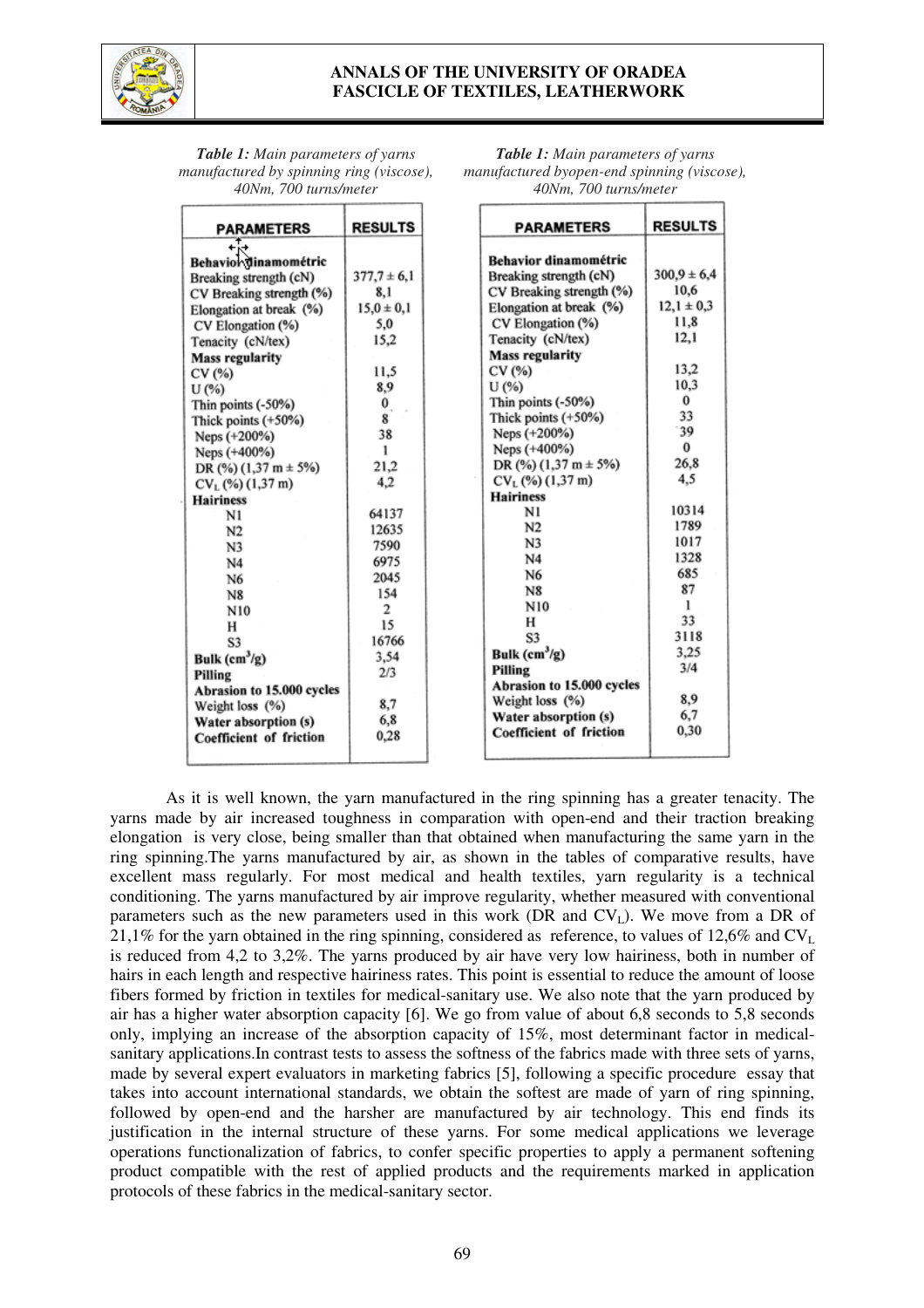*Table 1: Main parameters of yarns manufactured by spinning ring (viscose), 40Nm, 700 turns/meter*

| PARAMETERS | RESULTS |
|---|---|
| **Behavior dinamométric** | |
| Breaking strength (cN) | 377,7 ± 6,1 |
| CV Breaking strength (%) | 8,1 |
| Elongation at break (%) | 15,0 ± 0,1 |
| CV Elongation (%) | 5,0 |
| Tenacity (cN/tex) | 15,2 |
| **Mass regularity** | |
| CV (%) | 11,5 |
| U (%) | 8,9 |
| Thin points (-50%) | 0 |
| Thick points (+50%) | 8 |
| Neps (+200%) | 38 |
| Neps (+400%) | 1 |
| DR (%) (1,37 m ± 5%) | 21,2 |
| $CV_L$ (%) (1,37 m) | 4,2 |
| **Hairiness** | |
| N1 | 64137 |
| N2 | 12635 |
| N3 | 7590 |
| N4 | 6975 |
| N6 | 2045 |
| N8 | 154 |
| N10 | 2 |
| H | 15 |
| S3 | 16766 |
| **Bulk ($cm^3$/g)** | 3,54 |
| **Pilling** | 2/3 |
| **Abrasion to 15.000 cycles** | |
| Weight loss (%) | 8,7 |
| **Water absorption (s)** | 6,8 |
| **Coefficient of friction** | 0,28 |

*Table 1: Main parameters of yarns manufactured byopen-end spinning (viscose), 40Nm, 700 turns/meter*

| PARAMETERS | RESULTS |
|---|---|
| **Behavior dinamométric** | |
| Breaking strength (cN) | 300,9 ± 6,4 |
| CV Breaking strength (%) | 10,6 |
| Elongation at break (%) | 12,1 ± 0,3 |
| CV Elongation (%) | 11,8 |
| Tenacity (cN/tex) | 12,1 |
| **Mass regularity** | |
| CV (%) | 13,2 |
| U (%) | 10,3 |
| Thin points (-50%) | 0 |
| Thick points (+50%) | 33 |
| Neps (+200%) | 39 |
| Neps (+400%) | 0 |
| DR (%) (1,37 m ± 5%) | 26,8 |
| $CV_L$ (%) (1,37 m) | 4,5 |
| **Hairiness** | |
| N1 | 10314 |
| N2 | 1789 |
| N3 | 1017 |
| N4 | 1328 |
| N6 | 685 |
| N8 | 87 |
| N10 | 1 |
| H | 33 |
| S3 | 3118 |
| **Bulk ($cm^3$/g)** | 3,25 |
| **Pilling** | 3/4 |
| **Abrasion to 15.000 cycles** | |
| Weight loss (%) | 8,9 |
| **Water absorption (s)** | 6,7 |
| **Coefficient of friction** | 0,30 |

As it is well known, the yarn manufactured in the ring spinning has a greater tenacity. The yarns made by air increased toughness in comparation with open-end and their traction breaking elongation is very close, being smaller than that obtained when manufacturing the same yarn in the ring spinning.The yarns manufactured by air, as shown in the tables of comparative results, have excellent mass regularly. For most medical and health textiles, yarn regularity is a technical conditioning. The yarns manufactured by air improve regularity, whether measured with conventional parameters such as the new parameters used in this work (DR and $CV_L$). We move from a DR of 21,1% for the yarn obtained in the ring spinning, considered as reference, to values of 12,6% and $CV_L$ is reduced from 4,2 to 3,2%. The yarns produced by air have very low hairiness, both in number of hairs in each length and respective hairiness rates. This point is essential to reduce the amount of loose fibers formed by friction in textiles for medical-sanitary use. We also note that the yarn produced by air has a higher water absorption capacity [6]. We go from value of about 6,8 seconds to 5,8 seconds only, implying an increase of the absorption capacity of 15%, most determinant factor in medical-sanitary applications.In contrast tests to assess the softness of the fabrics made with three sets of yarns, made by several expert evaluators in marketing fabrics [5], following a specific procedure essay that takes into account international standards, we obtain the softest are made of yarn of ring spinning, followed by open-end and the harsher are manufactured by air technology. This end finds its justification in the internal structure of these yarns. For some medical applications we leverage operations functionalization of fabrics, to confer specific properties to apply a permanent softening product compatible with the rest of applied products and the requirements marked in application protocols of these fabrics in the medical-sanitary sector.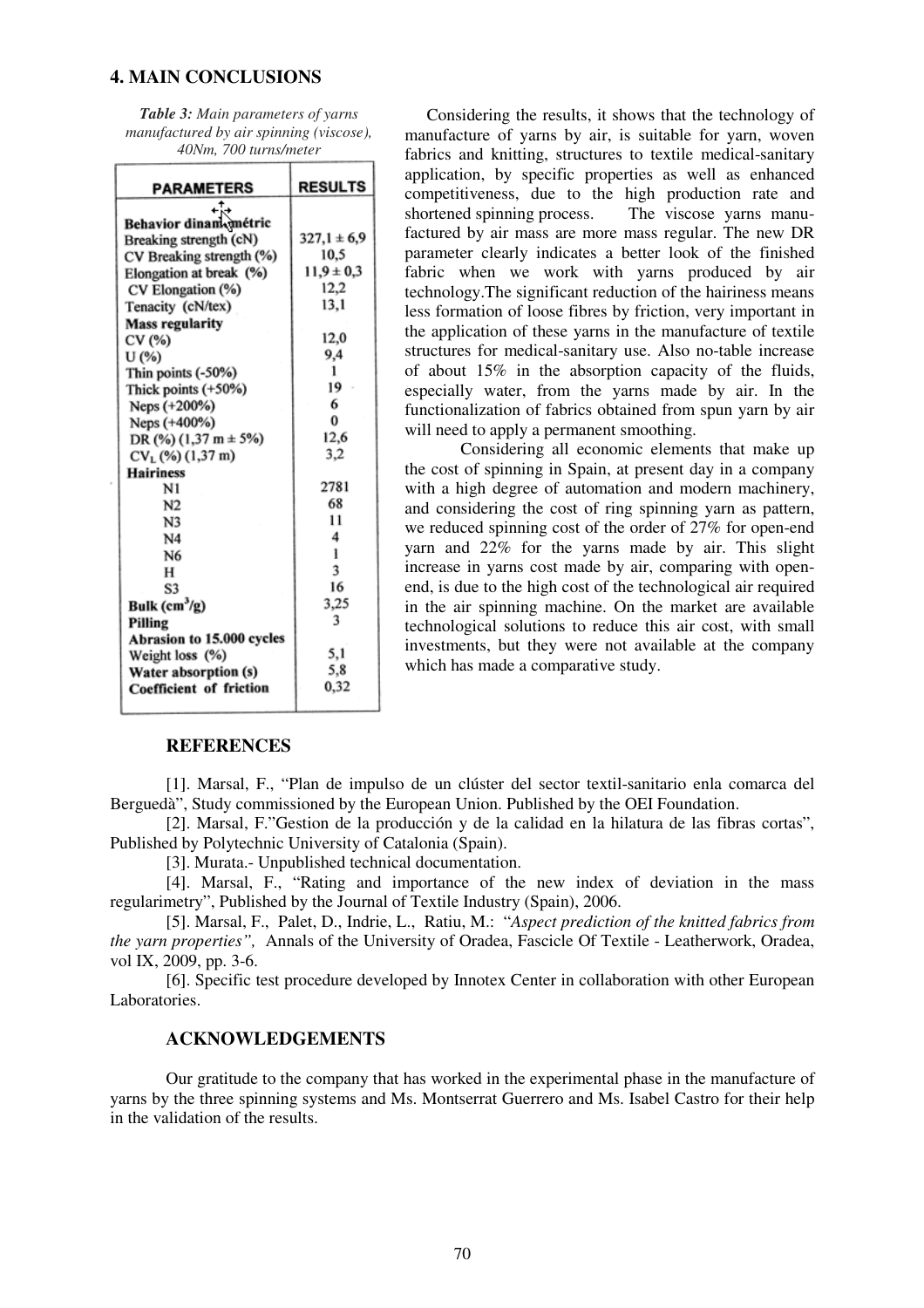## 4. MAIN CONCLUSIONS

*Table 3: Main parameters of yarns manufactured by air spinning (viscose), 40Nm, 700 turns/meter*

| PARAMETERS | RESULTS |
|---|---|
| **Behavior dinamométric** | |
| Breaking strength (cN) | 327,1 ± 6,9 |
| CV Breaking strength (%) | 10,5 |
| Elongation at break (%) | 11,9 ± 0,3 |
| CV Elongation (%) | 12,2 |
| Tenacity (cN/tex) | 13,1 |
| **Mass regularity** | |
| CV (%) | 12,0 |
| U (%) | 9,4 |
| Thin points (-50%) | 1 |
| Thick points (+50%) | 19 |
| Neps (+200%) | 6 |
| Neps (+400%) | 0 |
| DR (%) (1,37 m ± 5%) | 12,6 |
| $CV_L$ (%) (1,37 m) | 3,2 |
| **Hairiness** | |
| N1 | 2781 |
| N2 | 68 |
| N3 | 11 |
| N4 | 4 |
| N6 | 1 |
| H | 3 |
| S3 | 16 |
| **Bulk ($cm^3$/g)** | 3,25 |
| **Pilling** | 3 |
| **Abrasion to 15.000 cycles** | |
| Weight loss (%) | 5,1 |
| **Water absorption (s)** | 5,8 |
| **Coefficient of friction** | 0,32 |

Considering the results, it shows that the technology of manufacture of yarns by air, is suitable for yarn, woven fabrics and knitting, structures to textile medical-sanitary application, by specific properties as well as enhanced competitiveness, due to the high production rate and shortened spinning process. The viscose yarns manufactured by air mass are more mass regular. The new DR parameter clearly indicates a better look of the finished fabric when we work with yarns produced by air technology.The significant reduction of the hairiness means less formation of loose fibres by friction, very important in the application of these yarns in the manufacture of textile structures for medical-sanitary use. Also no-table increase of about 15% in the absorption capacity of the fluids, especially water, from the yarns made by air. In the functionalization of fabrics obtained from spun yarn by air will need to apply a permanent smoothing.

Considering all economic elements that make up the cost of spinning in Spain, at present day in a company with a high degree of automation and modern machinery, and considering the cost of ring spinning yarn as pattern, we reduced spinning cost of the order of 27% for open-end yarn and 22% for the yarns made by air. This slight increase in yarns cost made by air, comparing with open-end, is due to the high cost of the technological air required in the air spinning machine. On the market are available technological solutions to reduce this air cost, with small investments, but they were not available at the company which has made a comparative study.

## REFERENCES

[1]. Marsal, F., "Plan de impulso de un clúster del sector textil-sanitario enla comarca del Berguedà", Study commissioned by the European Union. Published by the OEI Foundation.

[2]. Marsal, F."Gestion de la producción y de la calidad en la hilatura de las fibras cortas", Published by Polytechnic University of Catalonia (Spain).

[3]. Murata.- Unpublished technical documentation.

[4]. Marsal, F., "Rating and importance of the new index of deviation in the mass regularimetry", Published by the Journal of Textile Industry (Spain), 2006.

[5]. Marsal, F., Palet, D., Indrie, L., Ratiu, M.: "*Aspect prediction of the knitted fabrics from the yarn properties",* Annals of the University of Oradea, Fascicle Of Textile - Leatherwork, Oradea, vol IX, 2009, pp. 3-6.

[6]. Specific test procedure developed by Innotex Center in collaboration with other European Laboratories.

## ACKNOWLEDGEMENTS

Our gratitude to the company that has worked in the experimental phase in the manufacture of yarns by the three spinning systems and Ms. Montserrat Guerrero and Ms. Isabel Castro for their help in the validation of the results.